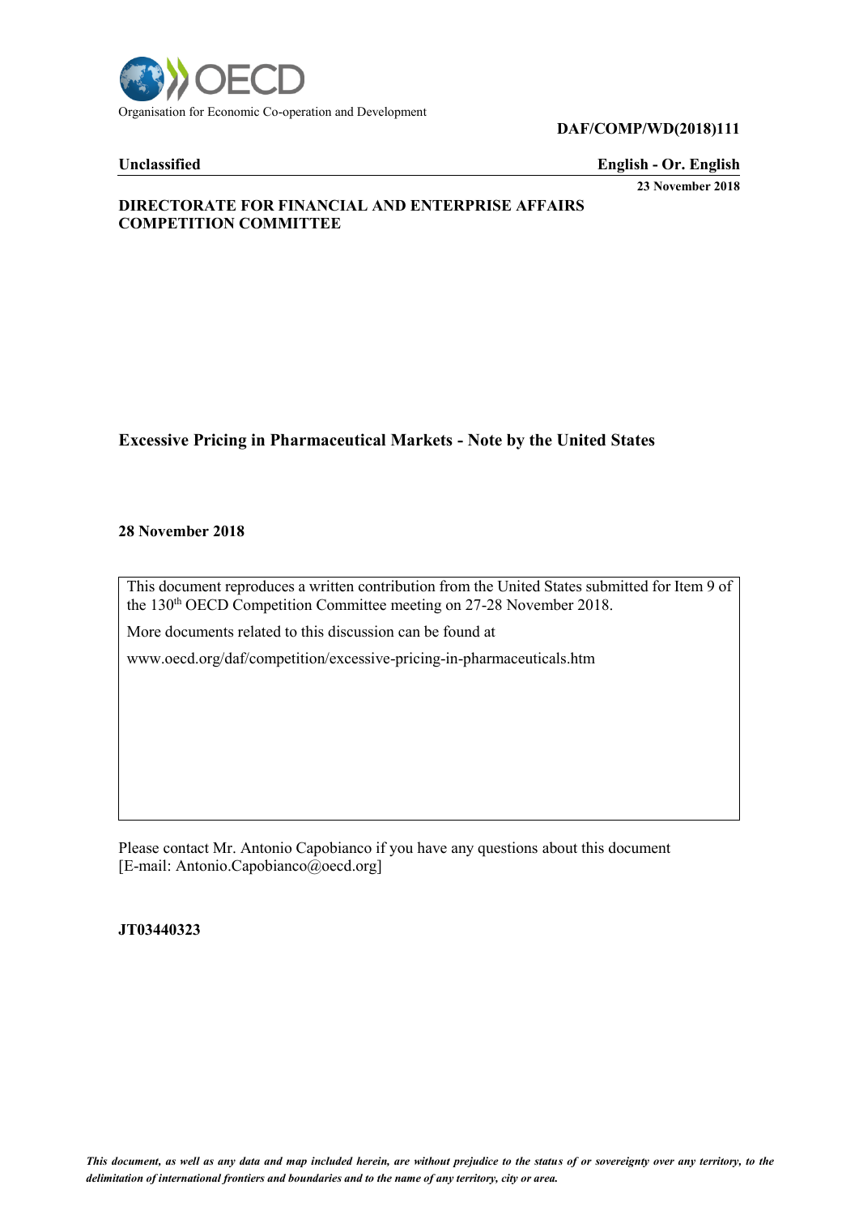Organisation for Economic Co-operation and Development

**DAF/COMP/WD(2018)111**

**Unclassified** **English - Or. English**

**23 November 2018**

**DIRECTORATE FOR FINANCIAL AND ENTERPRISE AFFAIRS**
**COMPETITION COMMITTEE**

# Excessive Pricing in Pharmaceutical Markets - Note by the United States

**28 November 2018**

This document reproduces a written contribution from the United States submitted for Item 9 of the 130th OECD Competition Committee meeting on 27-28 November 2018.

More documents related to this discussion can be found at

www.oecd.org/daf/competition/excessive-pricing-in-pharmaceuticals.htm

Please contact Mr. Antonio Capobianco if you have any questions about this document [E-mail: Antonio.Capobianco@oecd.org]

**JT03440323**

*This document, as well as any data and map included herein, are without prejudice to the status of or sovereignty over any territory, to the delimitation of international frontiers and boundaries and to the name of any territory, city or area.*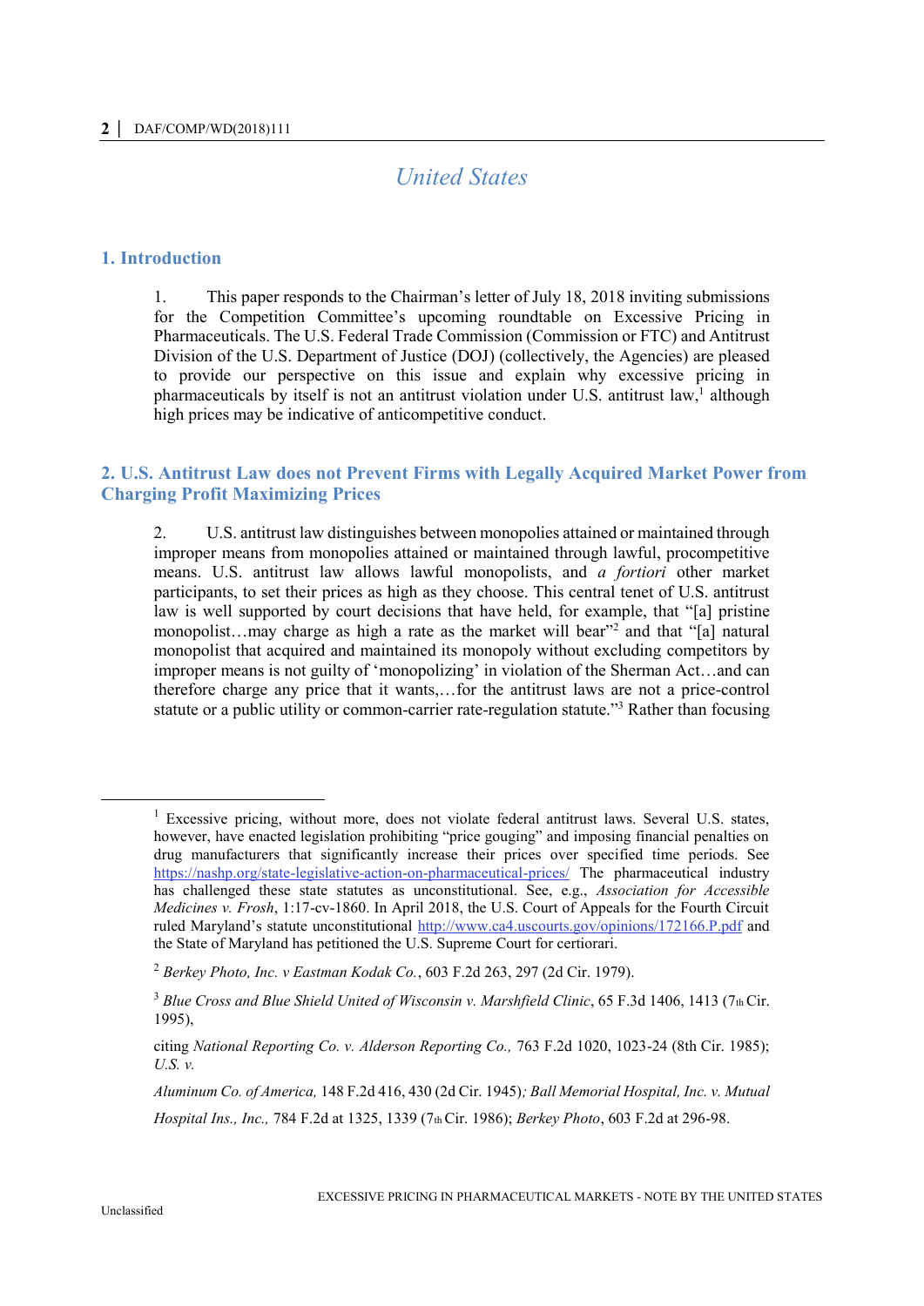# United States

## 1. Introduction

1. This paper responds to the Chairman's letter of July 18, 2018 inviting submissions for the Competition Committee's upcoming roundtable on Excessive Pricing in Pharmaceuticals. The U.S. Federal Trade Commission (Commission or FTC) and Antitrust Division of the U.S. Department of Justice (DOJ) (collectively, the Agencies) are pleased to provide our perspective on this issue and explain why excessive pricing in pharmaceuticals by itself is not an antitrust violation under U.S. antitrust law,[1] although high prices may be indicative of anticompetitive conduct.

## 2. U.S. Antitrust Law does not Prevent Firms with Legally Acquired Market Power from Charging Profit Maximizing Prices

2. U.S. antitrust law distinguishes between monopolies attained or maintained through improper means from monopolies attained or maintained through lawful, procompetitive means. U.S. antitrust law allows lawful monopolists, and *a fortiori* other market participants, to set their prices as high as they choose. This central tenet of U.S. antitrust law is well supported by court decisions that have held, for example, that "[a] pristine monopolist…may charge as high a rate as the market will bear"[2] and that "[a] natural monopolist that acquired and maintained its monopoly without excluding competitors by improper means is not guilty of 'monopolizing' in violation of the Sherman Act…and can therefore charge any price that it wants,…for the antitrust laws are not a price-control statute or a public utility or common-carrier rate-regulation statute."[3] Rather than focusing

---

[1] Excessive pricing, without more, does not violate federal antitrust laws. Several U.S. states, however, have enacted legislation prohibiting "price gouging" and imposing financial penalties on drug manufacturers that significantly increase their prices over specified time periods. See https://nashp.org/state-legislative-action-on-pharmaceutical-prices/ The pharmaceutical industry has challenged these state statutes as unconstitutional. See, e.g., *Association for Accessible Medicines v. Frosh*, 1:17-cv-1860. In April 2018, the U.S. Court of Appeals for the Fourth Circuit ruled Maryland's statute unconstitutional http://www.ca4.uscourts.gov/opinions/172166.P.pdf and the State of Maryland has petitioned the U.S. Supreme Court for certiorari.

[2] *Berkey Photo, Inc. v Eastman Kodak Co.*, 603 F.2d 263, 297 (2d Cir. 1979).

[3] *Blue Cross and Blue Shield United of Wisconsin v. Marshfield Clinic*, 65 F.3d 1406, 1413 (7th Cir. 1995),

citing *National Reporting Co. v. Alderson Reporting Co.,* 763 F.2d 1020, 1023-24 (8th Cir. 1985); *U.S. v.*

*Aluminum Co. of America,* 148 F.2d 416, 430 (2d Cir. 1945)*; Ball Memorial Hospital, Inc. v. Mutual*

*Hospital Ins., Inc.,* 784 F.2d at 1325, 1339 (7th Cir. 1986); *Berkey Photo*, 603 F.2d at 296-98.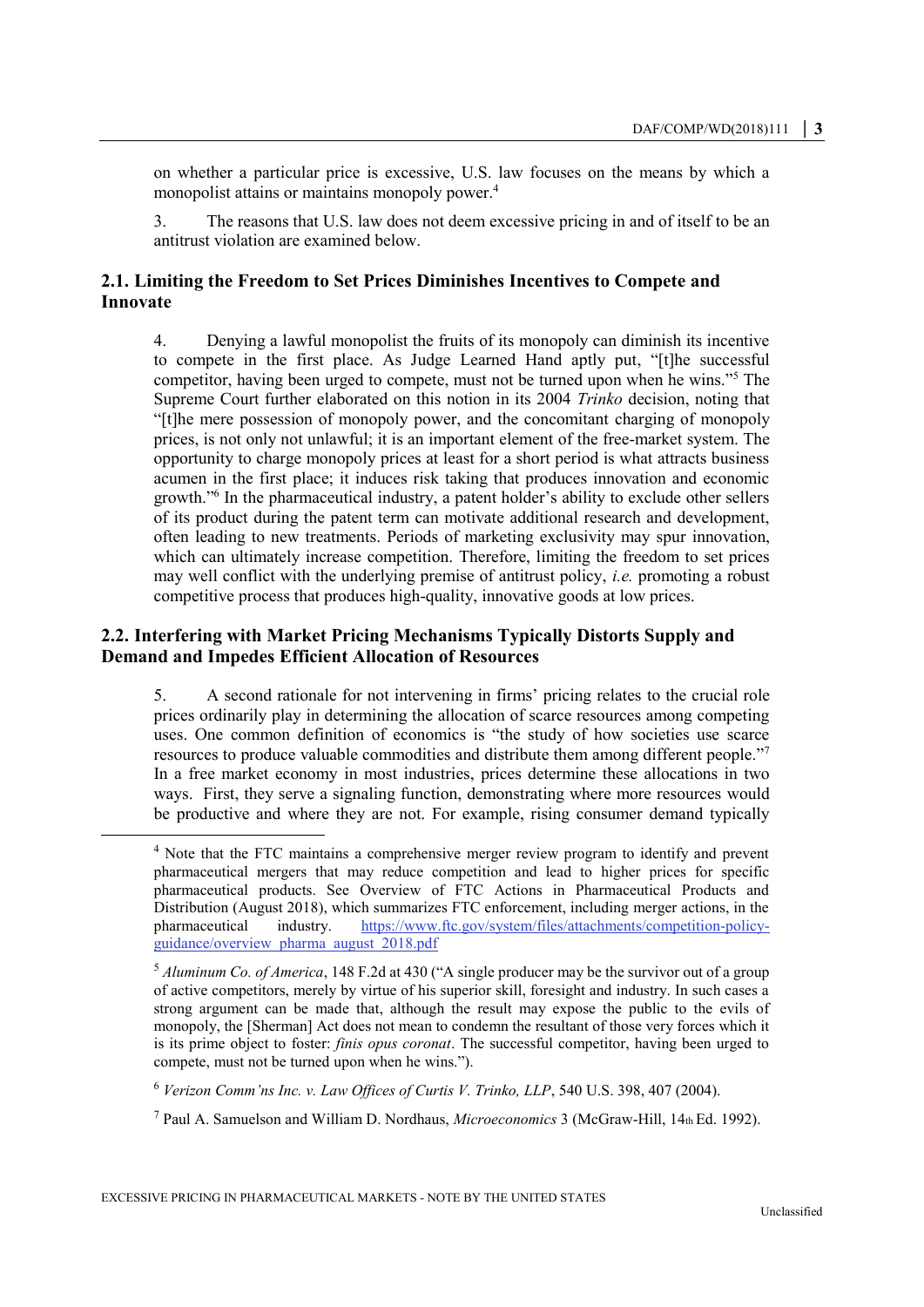on whether a particular price is excessive, U.S. law focuses on the means by which a monopolist attains or maintains monopoly power.[4]

3. The reasons that U.S. law does not deem excessive pricing in and of itself to be an antitrust violation are examined below.

## 2.1. Limiting the Freedom to Set Prices Diminishes Incentives to Compete and Innovate

4. Denying a lawful monopolist the fruits of its monopoly can diminish its incentive to compete in the first place. As Judge Learned Hand aptly put, "[t]he successful competitor, having been urged to compete, must not be turned upon when he wins."[5] The Supreme Court further elaborated on this notion in its 2004 *Trinko* decision, noting that "[t]he mere possession of monopoly power, and the concomitant charging of monopoly prices, is not only not unlawful; it is an important element of the free-market system. The opportunity to charge monopoly prices at least for a short period is what attracts business acumen in the first place; it induces risk taking that produces innovation and economic growth."[6] In the pharmaceutical industry, a patent holder's ability to exclude other sellers of its product during the patent term can motivate additional research and development, often leading to new treatments. Periods of marketing exclusivity may spur innovation, which can ultimately increase competition. Therefore, limiting the freedom to set prices may well conflict with the underlying premise of antitrust policy, *i.e.* promoting a robust competitive process that produces high-quality, innovative goods at low prices.

## 2.2. Interfering with Market Pricing Mechanisms Typically Distorts Supply and Demand and Impedes Efficient Allocation of Resources

5. A second rationale for not intervening in firms' pricing relates to the crucial role prices ordinarily play in determining the allocation of scarce resources among competing uses. One common definition of economics is "the study of how societies use scarce resources to produce valuable commodities and distribute them among different people."[7] In a free market economy in most industries, prices determine these allocations in two ways. First, they serve a signaling function, demonstrating where more resources would be productive and where they are not. For example, rising consumer demand typically

[4] Note that the FTC maintains a comprehensive merger review program to identify and prevent pharmaceutical mergers that may reduce competition and lead to higher prices for specific pharmaceutical products. See Overview of FTC Actions in Pharmaceutical Products and Distribution (August 2018), which summarizes FTC enforcement, including merger actions, in the pharmaceutical industry. https://www.ftc.gov/system/files/attachments/competition-policy-guidance/overview_pharma_august_2018.pdf

[5] *Aluminum Co. of America*, 148 F.2d at 430 ("A single producer may be the survivor out of a group of active competitors, merely by virtue of his superior skill, foresight and industry. In such cases a strong argument can be made that, although the result may expose the public to the evils of monopoly, the [Sherman] Act does not mean to condemn the resultant of those very forces which it is its prime object to foster: *finis opus coronat*. The successful competitor, having been urged to compete, must not be turned upon when he wins.").

[6] *Verizon Comm'ns Inc. v. Law Offices of Curtis V. Trinko, LLP*, 540 U.S. 398, 407 (2004).

[7] Paul A. Samuelson and William D. Nordhaus, *Microeconomics* 3 (McGraw-Hill, 14th Ed. 1992).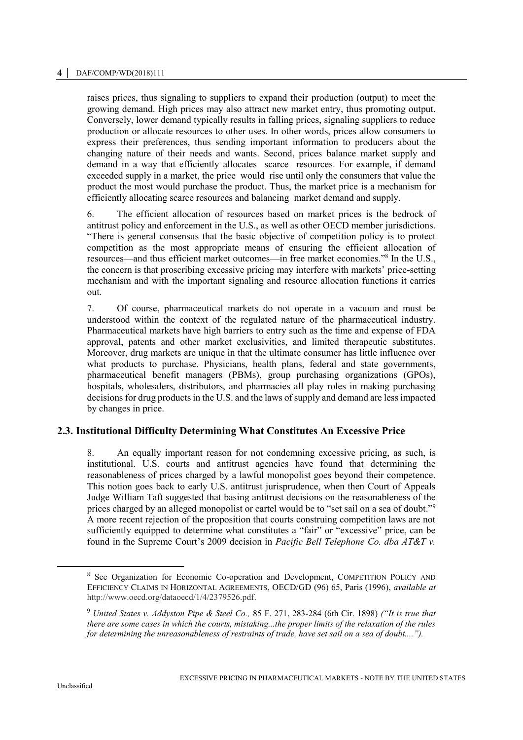raises prices, thus signaling to suppliers to expand their production (output) to meet the growing demand. High prices may also attract new market entry, thus promoting output. Conversely, lower demand typically results in falling prices, signaling suppliers to reduce production or allocate resources to other uses. In other words, prices allow consumers to express their preferences, thus sending important information to producers about the changing nature of their needs and wants. Second, prices balance market supply and demand in a way that efficiently allocates scarce resources. For example, if demand exceeded supply in a market, the price would rise until only the consumers that value the product the most would purchase the product. Thus, the market price is a mechanism for efficiently allocating scarce resources and balancing market demand and supply.

6. The efficient allocation of resources based on market prices is the bedrock of antitrust policy and enforcement in the U.S., as well as other OECD member jurisdictions. "There is general consensus that the basic objective of competition policy is to protect competition as the most appropriate means of ensuring the efficient allocation of resources—and thus efficient market outcomes—in free market economies."[8] In the U.S., the concern is that proscribing excessive pricing may interfere with markets' price-setting mechanism and with the important signaling and resource allocation functions it carries out.

7. Of course, pharmaceutical markets do not operate in a vacuum and must be understood within the context of the regulated nature of the pharmaceutical industry. Pharmaceutical markets have high barriers to entry such as the time and expense of FDA approval, patents and other market exclusivities, and limited therapeutic substitutes. Moreover, drug markets are unique in that the ultimate consumer has little influence over what products to purchase. Physicians, health plans, federal and state governments, pharmaceutical benefit managers (PBMs), group purchasing organizations (GPOs), hospitals, wholesalers, distributors, and pharmacies all play roles in making purchasing decisions for drug products in the U.S. and the laws of supply and demand are less impacted by changes in price.

### 2.3. Institutional Difficulty Determining What Constitutes An Excessive Price

8. An equally important reason for not condemning excessive pricing, as such, is institutional. U.S. courts and antitrust agencies have found that determining the reasonableness of prices charged by a lawful monopolist goes beyond their competence. This notion goes back to early U.S. antitrust jurisprudence, when then Court of Appeals Judge William Taft suggested that basing antitrust decisions on the reasonableness of the prices charged by an alleged monopolist or cartel would be to "set sail on a sea of doubt."[9] A more recent rejection of the proposition that courts construing competition laws are not sufficiently equipped to determine what constitutes a "fair" or "excessive" price, can be found in the Supreme Court's 2009 decision in *Pacific Bell Telephone Co. dba AT&T v.*

---

[8] See Organization for Economic Co-operation and Development, COMPETITION POLICY AND EFFICIENCY CLAIMS IN HORIZONTAL AGREEMENTS, OECD/GD (96) 65, Paris (1996), *available at* http://www.oecd.org/dataoecd/1/4/2379526.pdf.

[9] *United States v. Addyston Pipe & Steel Co.,* 85 F. 271, 283-284 (6th Cir. 1898) *("It is true that there are some cases in which the courts, mistaking...the proper limits of the relaxation of the rules for determining the unreasonableness of restraints of trade, have set sail on a sea of doubt....").*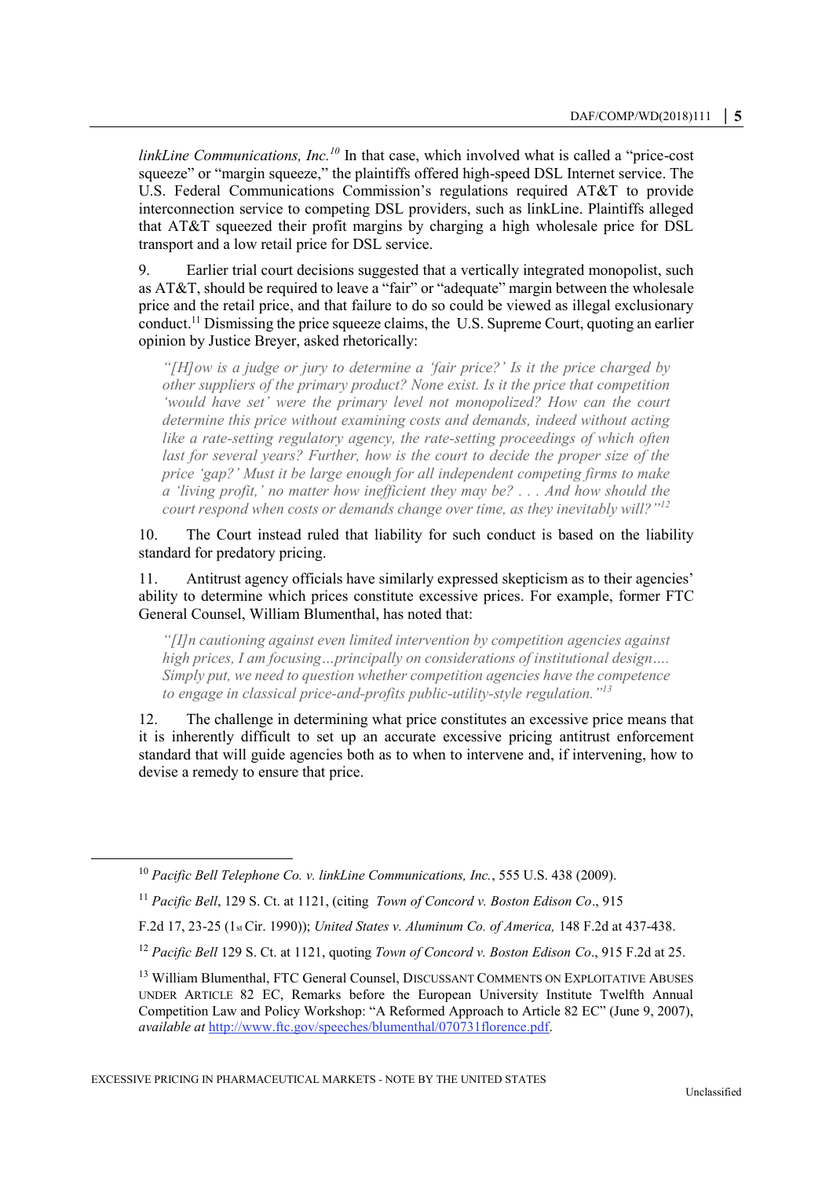*linkLine Communications, Inc.*[10] In that case, which involved what is called a "price-cost squeeze" or "margin squeeze," the plaintiffs offered high-speed DSL Internet service. The U.S. Federal Communications Commission's regulations required AT&T to provide interconnection service to competing DSL providers, such as linkLine. Plaintiffs alleged that AT&T squeezed their profit margins by charging a high wholesale price for DSL transport and a low retail price for DSL service.

9. Earlier trial court decisions suggested that a vertically integrated monopolist, such as AT&T, should be required to leave a "fair" or "adequate" margin between the wholesale price and the retail price, and that failure to do so could be viewed as illegal exclusionary conduct.[11] Dismissing the price squeeze claims, the U.S. Supreme Court, quoting an earlier opinion by Justice Breyer, asked rhetorically:

> *"[H]ow is a judge or jury to determine a 'fair price?' Is it the price charged by other suppliers of the primary product? None exist. Is it the price that competition 'would have set' were the primary level not monopolized? How can the court determine this price without examining costs and demands, indeed without acting like a rate-setting regulatory agency, the rate-setting proceedings of which often last for several years? Further, how is the court to decide the proper size of the price 'gap?' Must it be large enough for all independent competing firms to make a 'living profit,' no matter how inefficient they may be? . . . And how should the court respond when costs or demands change over time, as they inevitably will?"*[12]

10. The Court instead ruled that liability for such conduct is based on the liability standard for predatory pricing.

11. Antitrust agency officials have similarly expressed skepticism as to their agencies' ability to determine which prices constitute excessive prices. For example, former FTC General Counsel, William Blumenthal, has noted that:

> *"[I]n cautioning against even limited intervention by competition agencies against high prices, I am focusing…principally on considerations of institutional design…. Simply put, we need to question whether competition agencies have the competence to engage in classical price-and-profits public-utility-style regulation."*[13]

12. The challenge in determining what price constitutes an excessive price means that it is inherently difficult to set up an accurate excessive pricing antitrust enforcement standard that will guide agencies both as to when to intervene and, if intervening, how to devise a remedy to ensure that price.

---

[10] *Pacific Bell Telephone Co. v. linkLine Communications, Inc.*, 555 U.S. 438 (2009).

[11] *Pacific Bell*, 129 S. Ct. at 1121, (citing *Town of Concord v. Boston Edison Co*., 915 F.2d 17, 23-25 (1st Cir. 1990)); *United States v. Aluminum Co. of America,* 148 F.2d at 437-438.

[12] *Pacific Bell* 129 S. Ct. at 1121, quoting *Town of Concord v. Boston Edison Co*., 915 F.2d at 25.

[13] William Blumenthal, FTC General Counsel, DISCUSSANT COMMENTS ON EXPLOITATIVE ABUSES UNDER ARTICLE 82 EC, Remarks before the European University Institute Twelfth Annual Competition Law and Policy Workshop: "A Reformed Approach to Article 82 EC" (June 9, 2007), *available at* http://www.ftc.gov/speeches/blumenthal/070731florence.pdf.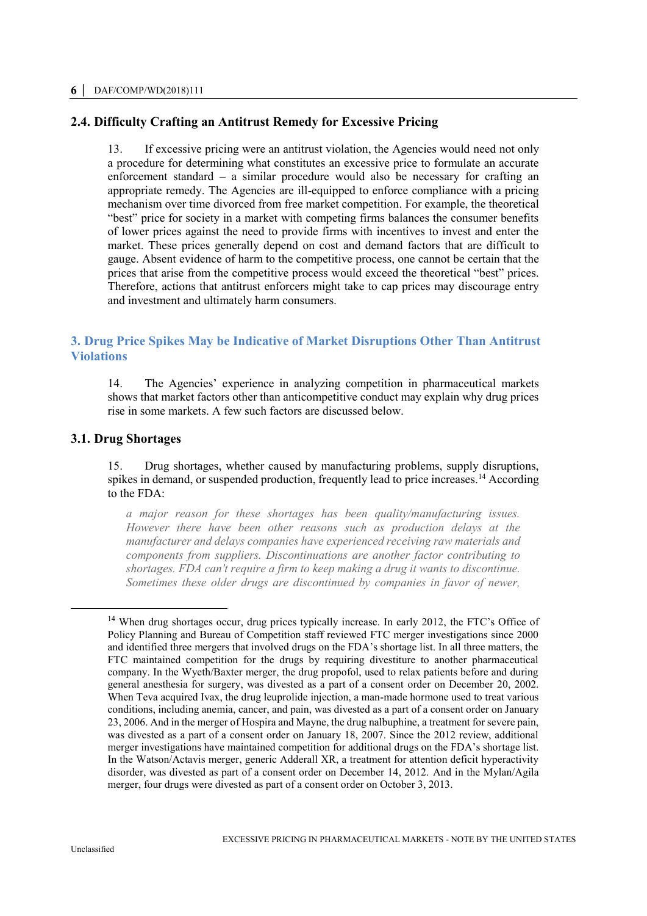## 2.4. Difficulty Crafting an Antitrust Remedy for Excessive Pricing

13. If excessive pricing were an antitrust violation, the Agencies would need not only a procedure for determining what constitutes an excessive price to formulate an accurate enforcement standard – a similar procedure would also be necessary for crafting an appropriate remedy. The Agencies are ill-equipped to enforce compliance with a pricing mechanism over time divorced from free market competition. For example, the theoretical "best" price for society in a market with competing firms balances the consumer benefits of lower prices against the need to provide firms with incentives to invest and enter the market. These prices generally depend on cost and demand factors that are difficult to gauge. Absent evidence of harm to the competitive process, one cannot be certain that the prices that arise from the competitive process would exceed the theoretical "best" prices. Therefore, actions that antitrust enforcers might take to cap prices may discourage entry and investment and ultimately harm consumers.

# 3. Drug Price Spikes May be Indicative of Market Disruptions Other Than Antitrust Violations

14. The Agencies' experience in analyzing competition in pharmaceutical markets shows that market factors other than anticompetitive conduct may explain why drug prices rise in some markets. A few such factors are discussed below.

## 3.1. Drug Shortages

15. Drug shortages, whether caused by manufacturing problems, supply disruptions, spikes in demand, or suspended production, frequently lead to price increases.[14] According to the FDA:

> *a major reason for these shortages has been quality/manufacturing issues. However there have been other reasons such as production delays at the manufacturer and delays companies have experienced receiving raw materials and components from suppliers. Discontinuations are another factor contributing to shortages. FDA can't require a firm to keep making a drug it wants to discontinue. Sometimes these older drugs are discontinued by companies in favor of newer,*

---

[14] When drug shortages occur, drug prices typically increase. In early 2012, the FTC's Office of Policy Planning and Bureau of Competition staff reviewed FTC merger investigations since 2000 and identified three mergers that involved drugs on the FDA's shortage list. In all three matters, the FTC maintained competition for the drugs by requiring divestiture to another pharmaceutical company. In the Wyeth/Baxter merger, the drug propofol, used to relax patients before and during general anesthesia for surgery, was divested as a part of a consent order on December 20, 2002. When Teva acquired Ivax, the drug leuprolide injection, a man-made hormone used to treat various conditions, including anemia, cancer, and pain, was divested as a part of a consent order on January 23, 2006. And in the merger of Hospira and Mayne, the drug nalbuphine, a treatment for severe pain, was divested as a part of a consent order on January 18, 2007. Since the 2012 review, additional merger investigations have maintained competition for additional drugs on the FDA's shortage list. In the Watson/Actavis merger, generic Adderall XR, a treatment for attention deficit hyperactivity disorder, was divested as part of a consent order on December 14, 2012. And in the Mylan/Agila merger, four drugs were divested as part of a consent order on October 3, 2013.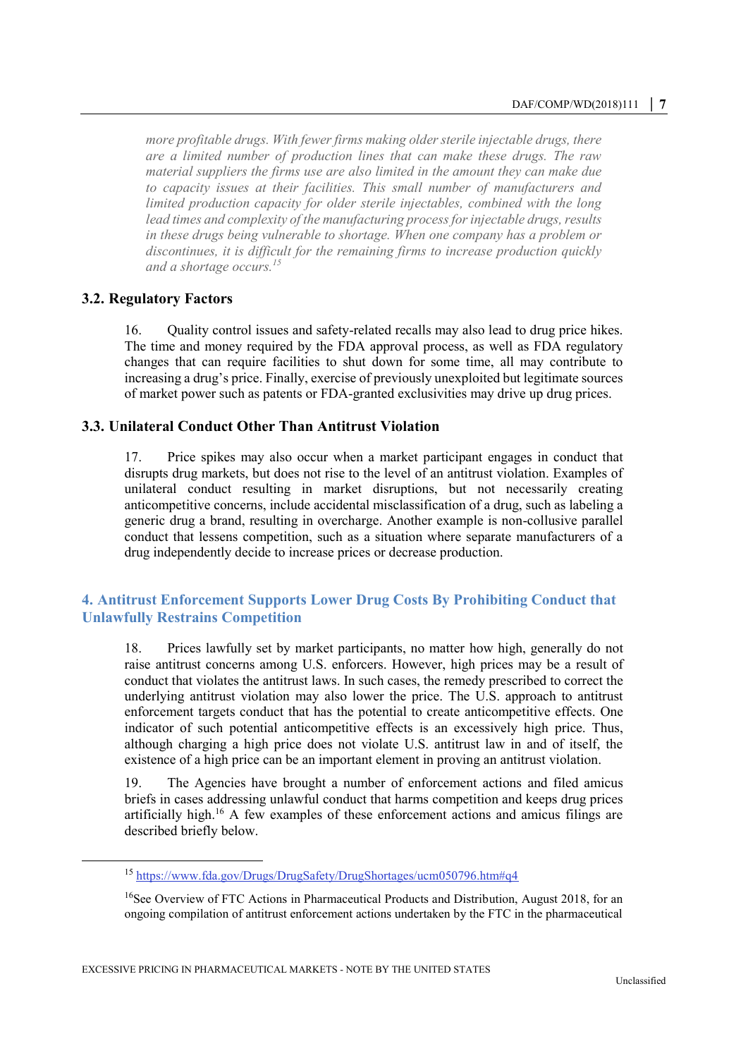*more profitable drugs. With fewer firms making older sterile injectable drugs, there are a limited number of production lines that can make these drugs. The raw material suppliers the firms use are also limited in the amount they can make due to capacity issues at their facilities. This small number of manufacturers and limited production capacity for older sterile injectables, combined with the long lead times and complexity of the manufacturing process for injectable drugs, results in these drugs being vulnerable to shortage. When one company has a problem or discontinues, it is difficult for the remaining firms to increase production quickly and a shortage occurs.*[15]

### 3.2. Regulatory Factors

16. Quality control issues and safety-related recalls may also lead to drug price hikes. The time and money required by the FDA approval process, as well as FDA regulatory changes that can require facilities to shut down for some time, all may contribute to increasing a drug's price. Finally, exercise of previously unexploited but legitimate sources of market power such as patents or FDA-granted exclusivities may drive up drug prices.

### 3.3. Unilateral Conduct Other Than Antitrust Violation

17. Price spikes may also occur when a market participant engages in conduct that disrupts drug markets, but does not rise to the level of an antitrust violation. Examples of unilateral conduct resulting in market disruptions, but not necessarily creating anticompetitive concerns, include accidental misclassification of a drug, such as labeling a generic drug a brand, resulting in overcharge. Another example is non-collusive parallel conduct that lessens competition, such as a situation where separate manufacturers of a drug independently decide to increase prices or decrease production.

## 4. Antitrust Enforcement Supports Lower Drug Costs By Prohibiting Conduct that Unlawfully Restrains Competition

18. Prices lawfully set by market participants, no matter how high, generally do not raise antitrust concerns among U.S. enforcers. However, high prices may be a result of conduct that violates the antitrust laws. In such cases, the remedy prescribed to correct the underlying antitrust violation may also lower the price. The U.S. approach to antitrust enforcement targets conduct that has the potential to create anticompetitive effects. One indicator of such potential anticompetitive effects is an excessively high price. Thus, although charging a high price does not violate U.S. antitrust law in and of itself, the existence of a high price can be an important element in proving an antitrust violation.

19. The Agencies have brought a number of enforcement actions and filed amicus briefs in cases addressing unlawful conduct that harms competition and keeps drug prices artificially high.[16] A few examples of these enforcement actions and amicus filings are described briefly below.

---

[15] https://www.fda.gov/Drugs/DrugSafety/DrugShortages/ucm050796.htm#q4

[16] See Overview of FTC Actions in Pharmaceutical Products and Distribution, August 2018, for an ongoing compilation of antitrust enforcement actions undertaken by the FTC in the pharmaceutical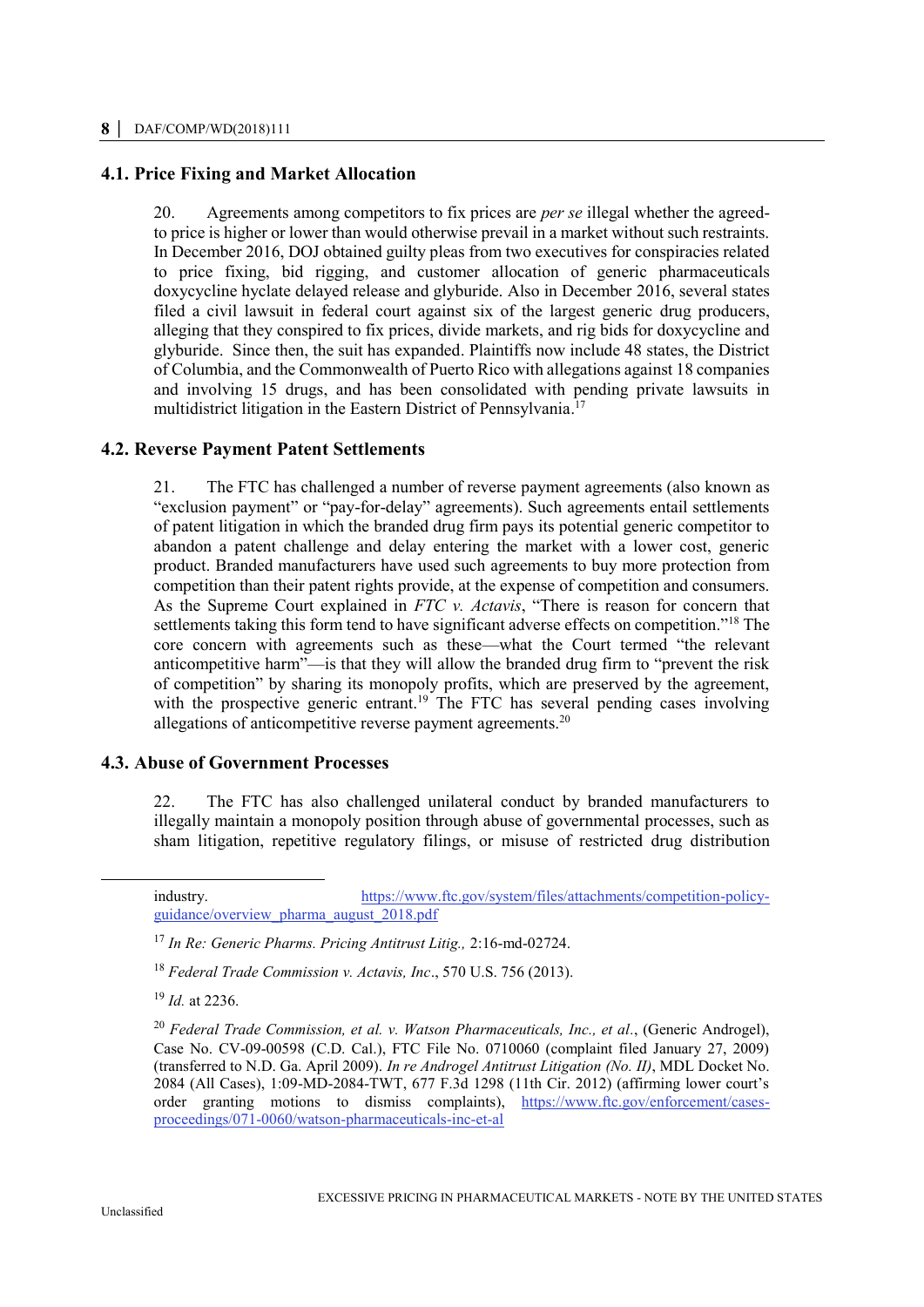## 4.1. Price Fixing and Market Allocation

20. Agreements among competitors to fix prices are *per se* illegal whether the agreed-to price is higher or lower than would otherwise prevail in a market without such restraints. In December 2016, DOJ obtained guilty pleas from two executives for conspiracies related to price fixing, bid rigging, and customer allocation of generic pharmaceuticals doxycycline hyclate delayed release and glyburide. Also in December 2016, several states filed a civil lawsuit in federal court against six of the largest generic drug producers, alleging that they conspired to fix prices, divide markets, and rig bids for doxycycline and glyburide. Since then, the suit has expanded. Plaintiffs now include 48 states, the District of Columbia, and the Commonwealth of Puerto Rico with allegations against 18 companies and involving 15 drugs, and has been consolidated with pending private lawsuits in multidistrict litigation in the Eastern District of Pennsylvania.[17]

## 4.2. Reverse Payment Patent Settlements

21. The FTC has challenged a number of reverse payment agreements (also known as "exclusion payment" or "pay-for-delay" agreements). Such agreements entail settlements of patent litigation in which the branded drug firm pays its potential generic competitor to abandon a patent challenge and delay entering the market with a lower cost, generic product. Branded manufacturers have used such agreements to buy more protection from competition than their patent rights provide, at the expense of competition and consumers. As the Supreme Court explained in *FTC v. Actavis*, "There is reason for concern that settlements taking this form tend to have significant adverse effects on competition."[18] The core concern with agreements such as these—what the Court termed "the relevant anticompetitive harm"—is that they will allow the branded drug firm to "prevent the risk of competition" by sharing its monopoly profits, which are preserved by the agreement, with the prospective generic entrant.[19] The FTC has several pending cases involving allegations of anticompetitive reverse payment agreements.[20]

## 4.3. Abuse of Government Processes

22. The FTC has also challenged unilateral conduct by branded manufacturers to illegally maintain a monopoly position through abuse of governmental processes, such as sham litigation, repetitive regulatory filings, or misuse of restricted drug distribution

---

industry. https://www.ftc.gov/system/files/attachments/competition-policy-guidance/overview_pharma_august_2018.pdf

[17] *In Re: Generic Pharms. Pricing Antitrust Litig.,* 2:16-md-02724.

[18] *Federal Trade Commission v. Actavis, Inc*., 570 U.S. 756 (2013).

[19] *Id.* at 2236.

[20] *Federal Trade Commission, et al. v. Watson Pharmaceuticals, Inc., et al.*, (Generic Androgel), Case No. CV-09-00598 (C.D. Cal.), FTC File No. 0710060 (complaint filed January 27, 2009) (transferred to N.D. Ga. April 2009). *In re Androgel Antitrust Litigation (No. II)*, MDL Docket No. 2084 (All Cases), 1:09-MD-2084-TWT, 677 F.3d 1298 (11th Cir. 2012) (affirming lower court's order granting motions to dismiss complaints), https://www.ftc.gov/enforcement/cases-proceedings/071-0060/watson-pharmaceuticals-inc-et-al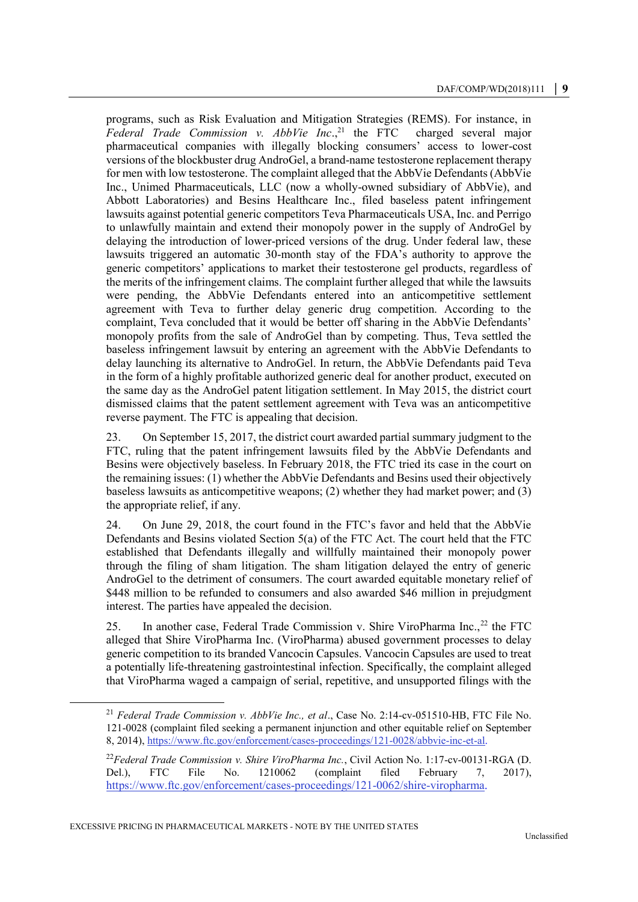programs, such as Risk Evaluation and Mitigation Strategies (REMS). For instance, in *Federal Trade Commission v. AbbVie Inc*.,[21] the FTC charged several major pharmaceutical companies with illegally blocking consumers' access to lower-cost versions of the blockbuster drug AndroGel, a brand-name testosterone replacement therapy for men with low testosterone. The complaint alleged that the AbbVie Defendants (AbbVie Inc., Unimed Pharmaceuticals, LLC (now a wholly-owned subsidiary of AbbVie), and Abbott Laboratories) and Besins Healthcare Inc., filed baseless patent infringement lawsuits against potential generic competitors Teva Pharmaceuticals USA, Inc. and Perrigo to unlawfully maintain and extend their monopoly power in the supply of AndroGel by delaying the introduction of lower-priced versions of the drug. Under federal law, these lawsuits triggered an automatic 30-month stay of the FDA's authority to approve the generic competitors' applications to market their testosterone gel products, regardless of the merits of the infringement claims. The complaint further alleged that while the lawsuits were pending, the AbbVie Defendants entered into an anticompetitive settlement agreement with Teva to further delay generic drug competition. According to the complaint, Teva concluded that it would be better off sharing in the AbbVie Defendants' monopoly profits from the sale of AndroGel than by competing. Thus, Teva settled the baseless infringement lawsuit by entering an agreement with the AbbVie Defendants to delay launching its alternative to AndroGel. In return, the AbbVie Defendants paid Teva in the form of a highly profitable authorized generic deal for another product, executed on the same day as the AndroGel patent litigation settlement. In May 2015, the district court dismissed claims that the patent settlement agreement with Teva was an anticompetitive reverse payment. The FTC is appealing that decision.

23. On September 15, 2017, the district court awarded partial summary judgment to the FTC, ruling that the patent infringement lawsuits filed by the AbbVie Defendants and Besins were objectively baseless. In February 2018, the FTC tried its case in the court on the remaining issues: (1) whether the AbbVie Defendants and Besins used their objectively baseless lawsuits as anticompetitive weapons; (2) whether they had market power; and (3) the appropriate relief, if any.

24. On June 29, 2018, the court found in the FTC's favor and held that the AbbVie Defendants and Besins violated Section 5(a) of the FTC Act. The court held that the FTC established that Defendants illegally and willfully maintained their monopoly power through the filing of sham litigation. The sham litigation delayed the entry of generic AndroGel to the detriment of consumers. The court awarded equitable monetary relief of $448 million to be refunded to consumers and also awarded $46 million in prejudgment interest. The parties have appealed the decision.

25. In another case, Federal Trade Commission v. Shire ViroPharma Inc.,[22] the FTC alleged that Shire ViroPharma Inc. (ViroPharma) abused government processes to delay generic competition to its branded Vancocin Capsules. Vancocin Capsules are used to treat a potentially life-threatening gastrointestinal infection. Specifically, the complaint alleged that ViroPharma waged a campaign of serial, repetitive, and unsupported filings with the

---

[21] *Federal Trade Commission v. AbbVie Inc., et al*., Case No. 2:14-cv-051510-HB, FTC File No. 121-0028 (complaint filed seeking a permanent injunction and other equitable relief on September 8, 2014), https://www.ftc.gov/enforcement/cases-proceedings/121-0028/abbvie-inc-et-al.

[22] *Federal Trade Commission v. Shire ViroPharma Inc.*, Civil Action No. 1:17-cv-00131-RGA (D. Del.), FTC File No. 1210062 (complaint filed February 7, 2017), https://www.ftc.gov/enforcement/cases-proceedings/121-0062/shire-viropharma.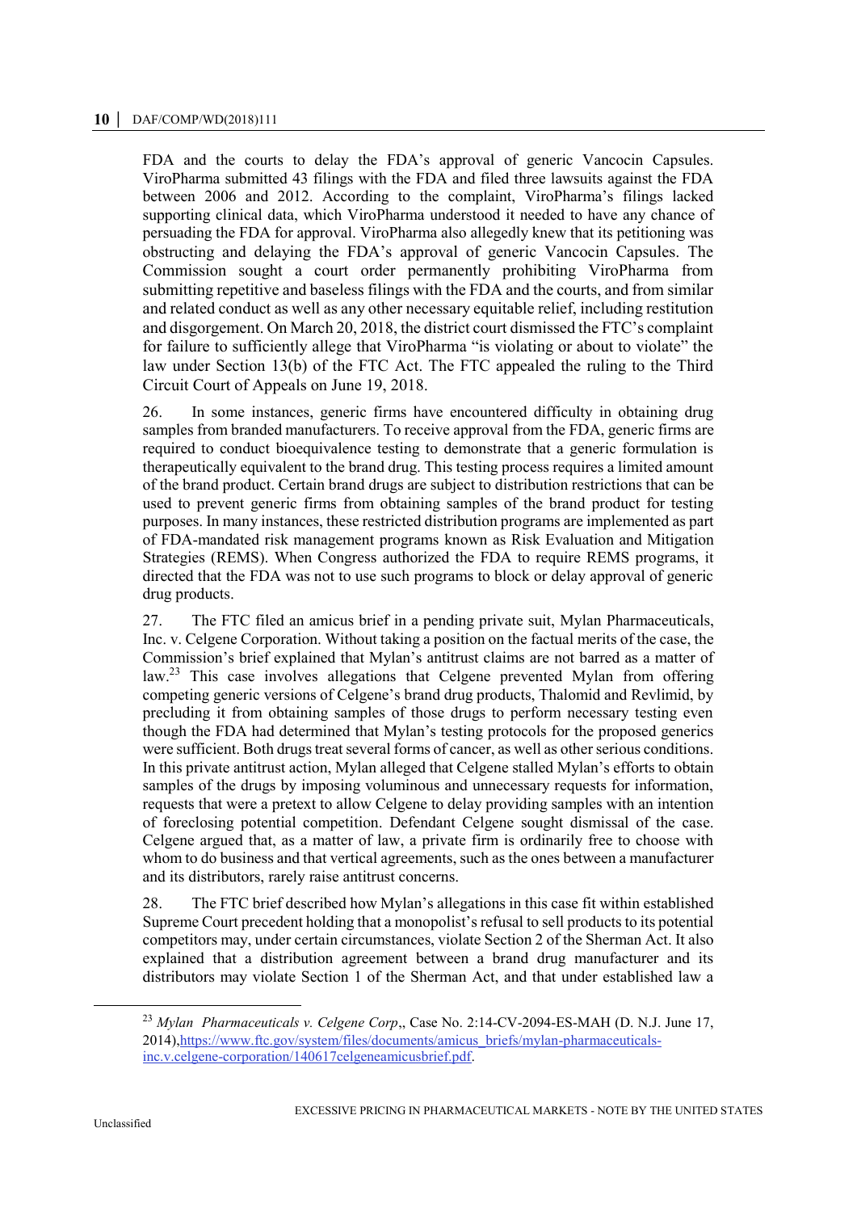FDA and the courts to delay the FDA's approval of generic Vancocin Capsules. ViroPharma submitted 43 filings with the FDA and filed three lawsuits against the FDA between 2006 and 2012. According to the complaint, ViroPharma's filings lacked supporting clinical data, which ViroPharma understood it needed to have any chance of persuading the FDA for approval. ViroPharma also allegedly knew that its petitioning was obstructing and delaying the FDA's approval of generic Vancocin Capsules. The Commission sought a court order permanently prohibiting ViroPharma from submitting repetitive and baseless filings with the FDA and the courts, and from similar and related conduct as well as any other necessary equitable relief, including restitution and disgorgement. On March 20, 2018, the district court dismissed the FTC's complaint for failure to sufficiently allege that ViroPharma "is violating or about to violate" the law under Section 13(b) of the FTC Act. The FTC appealed the ruling to the Third Circuit Court of Appeals on June 19, 2018.

26. In some instances, generic firms have encountered difficulty in obtaining drug samples from branded manufacturers. To receive approval from the FDA, generic firms are required to conduct bioequivalence testing to demonstrate that a generic formulation is therapeutically equivalent to the brand drug. This testing process requires a limited amount of the brand product. Certain brand drugs are subject to distribution restrictions that can be used to prevent generic firms from obtaining samples of the brand product for testing purposes. In many instances, these restricted distribution programs are implemented as part of FDA-mandated risk management programs known as Risk Evaluation and Mitigation Strategies (REMS). When Congress authorized the FDA to require REMS programs, it directed that the FDA was not to use such programs to block or delay approval of generic drug products.

27. The FTC filed an amicus brief in a pending private suit, Mylan Pharmaceuticals, Inc. v. Celgene Corporation. Without taking a position on the factual merits of the case, the Commission's brief explained that Mylan's antitrust claims are not barred as a matter of law.[23] This case involves allegations that Celgene prevented Mylan from offering competing generic versions of Celgene's brand drug products, Thalomid and Revlimid, by precluding it from obtaining samples of those drugs to perform necessary testing even though the FDA had determined that Mylan's testing protocols for the proposed generics were sufficient. Both drugs treat several forms of cancer, as well as other serious conditions. In this private antitrust action, Mylan alleged that Celgene stalled Mylan's efforts to obtain samples of the drugs by imposing voluminous and unnecessary requests for information, requests that were a pretext to allow Celgene to delay providing samples with an intention of foreclosing potential competition. Defendant Celgene sought dismissal of the case. Celgene argued that, as a matter of law, a private firm is ordinarily free to choose with whom to do business and that vertical agreements, such as the ones between a manufacturer and its distributors, rarely raise antitrust concerns.

28. The FTC brief described how Mylan's allegations in this case fit within established Supreme Court precedent holding that a monopolist's refusal to sell products to its potential competitors may, under certain circumstances, violate Section 2 of the Sherman Act. It also explained that a distribution agreement between a brand drug manufacturer and its distributors may violate Section 1 of the Sherman Act, and that under established law a

---

[23] *Mylan Pharmaceuticals v. Celgene Corp*,, Case No. 2:14-CV-2094-ES-MAH (D. N.J. June 17, 2014),https://www.ftc.gov/system/files/documents/amicus_briefs/mylan-pharmaceuticals-inc.v.celgene-corporation/140617celgeneamicusbrief.pdf.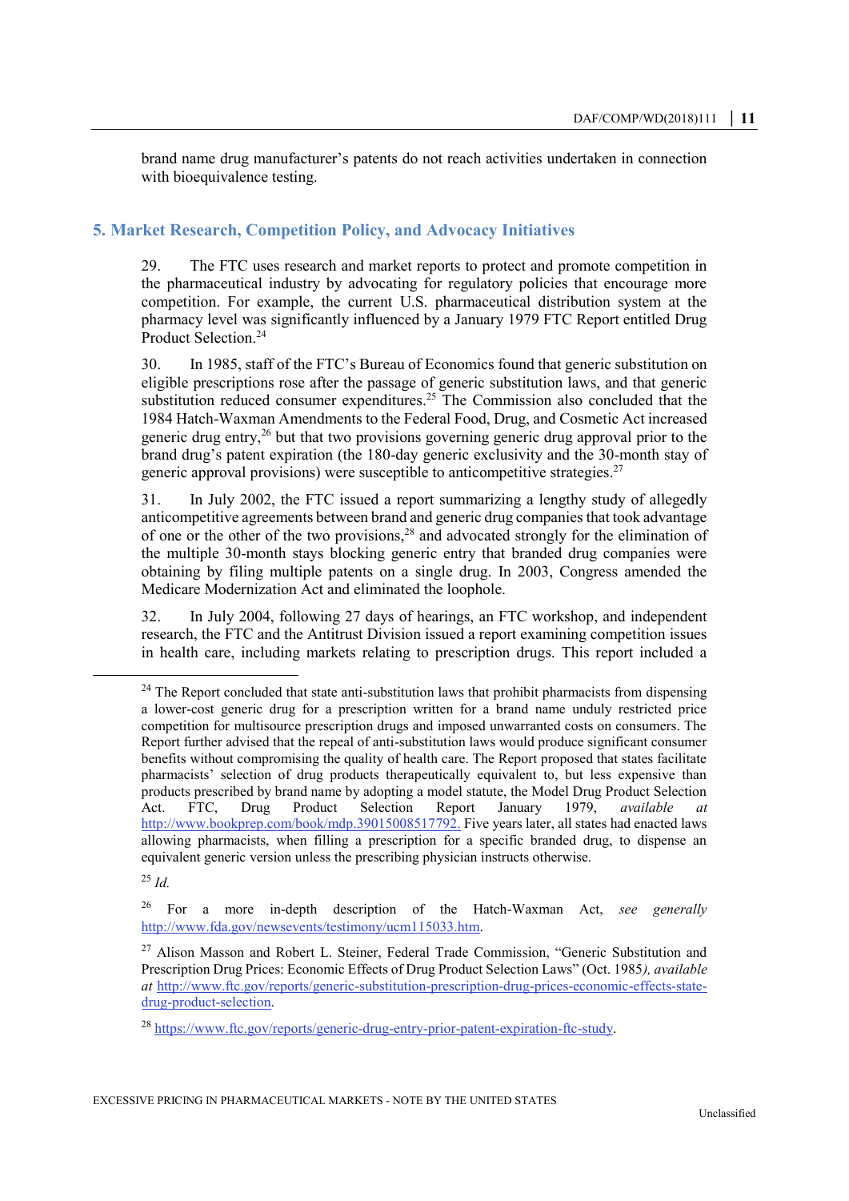brand name drug manufacturer's patents do not reach activities undertaken in connection with bioequivalence testing.

## 5. Market Research, Competition Policy, and Advocacy Initiatives

29. The FTC uses research and market reports to protect and promote competition in the pharmaceutical industry by advocating for regulatory policies that encourage more competition. For example, the current U.S. pharmaceutical distribution system at the pharmacy level was significantly influenced by a January 1979 FTC Report entitled Drug Product Selection.[24]

30. In 1985, staff of the FTC's Bureau of Economics found that generic substitution on eligible prescriptions rose after the passage of generic substitution laws, and that generic substitution reduced consumer expenditures.[25] The Commission also concluded that the 1984 Hatch-Waxman Amendments to the Federal Food, Drug, and Cosmetic Act increased generic drug entry,[26] but that two provisions governing generic drug approval prior to the brand drug's patent expiration (the 180-day generic exclusivity and the 30-month stay of generic approval provisions) were susceptible to anticompetitive strategies.[27]

31. In July 2002, the FTC issued a report summarizing a lengthy study of allegedly anticompetitive agreements between brand and generic drug companies that took advantage of one or the other of the two provisions,[28] and advocated strongly for the elimination of the multiple 30-month stays blocking generic entry that branded drug companies were obtaining by filing multiple patents on a single drug. In 2003, Congress amended the Medicare Modernization Act and eliminated the loophole.

32. In July 2004, following 27 days of hearings, an FTC workshop, and independent research, the FTC and the Antitrust Division issued a report examining competition issues in health care, including markets relating to prescription drugs. This report included a

---

[24] The Report concluded that state anti-substitution laws that prohibit pharmacists from dispensing a lower-cost generic drug for a prescription written for a brand name unduly restricted price competition for multisource prescription drugs and imposed unwarranted costs on consumers. The Report further advised that the repeal of anti-substitution laws would produce significant consumer benefits without compromising the quality of health care. The Report proposed that states facilitate pharmacists' selection of drug products therapeutically equivalent to, but less expensive than products prescribed by brand name by adopting a model statute, the Model Drug Product Selection Act. FTC, Drug Product Selection Report January 1979, *available at* http://www.bookprep.com/book/mdp.39015008517792. Five years later, all states had enacted laws allowing pharmacists, when filling a prescription for a specific branded drug, to dispense an equivalent generic version unless the prescribing physician instructs otherwise.

[25] *Id.*

[26] For a more in-depth description of the Hatch-Waxman Act, *see generally* http://www.fda.gov/newsevents/testimony/ucm115033.htm.

[27] Alison Masson and Robert L. Steiner, Federal Trade Commission, "Generic Substitution and Prescription Drug Prices: Economic Effects of Drug Product Selection Laws" (Oct. 1985*), available at* http://www.ftc.gov/reports/generic-substitution-prescription-drug-prices-economic-effects-state-drug-product-selection.

[28] https://www.ftc.gov/reports/generic-drug-entry-prior-patent-expiration-ftc-study.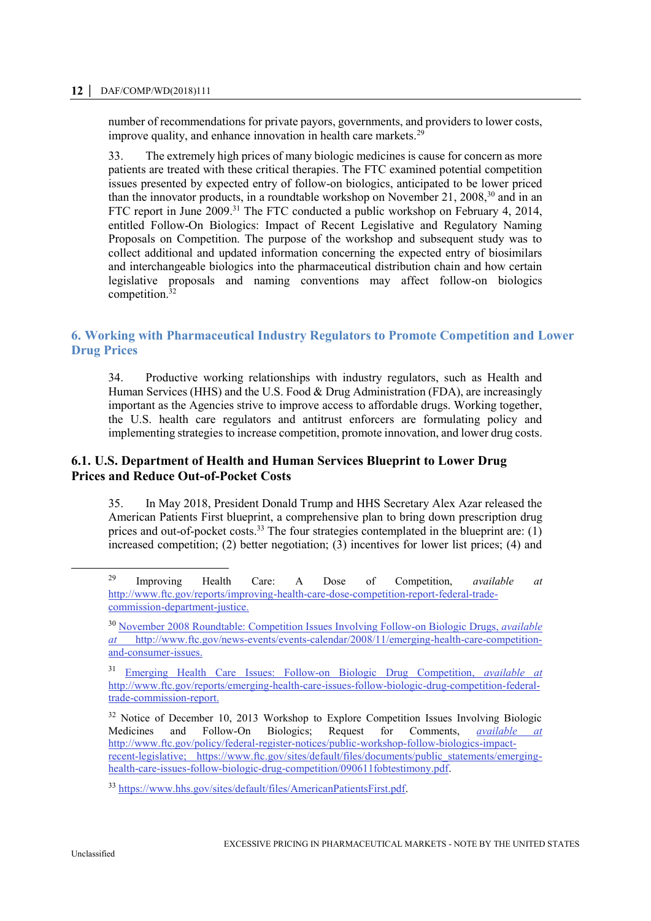number of recommendations for private payors, governments, and providers to lower costs, improve quality, and enhance innovation in health care markets.[29]

33. The extremely high prices of many biologic medicines is cause for concern as more patients are treated with these critical therapies. The FTC examined potential competition issues presented by expected entry of follow-on biologics, anticipated to be lower priced than the innovator products, in a roundtable workshop on November 21, 2008,[30] and in an FTC report in June 2009.[31] The FTC conducted a public workshop on February 4, 2014, entitled Follow-On Biologics: Impact of Recent Legislative and Regulatory Naming Proposals on Competition. The purpose of the workshop and subsequent study was to collect additional and updated information concerning the expected entry of biosimilars and interchangeable biologics into the pharmaceutical distribution chain and how certain legislative proposals and naming conventions may affect follow-on biologics competition.[32]

## 6. Working with Pharmaceutical Industry Regulators to Promote Competition and Lower Drug Prices

34. Productive working relationships with industry regulators, such as Health and Human Services (HHS) and the U.S. Food & Drug Administration (FDA), are increasingly important as the Agencies strive to improve access to affordable drugs. Working together, the U.S. health care regulators and antitrust enforcers are formulating policy and implementing strategies to increase competition, promote innovation, and lower drug costs.

### 6.1. U.S. Department of Health and Human Services Blueprint to Lower Drug Prices and Reduce Out-of-Pocket Costs

35. In May 2018, President Donald Trump and HHS Secretary Alex Azar released the American Patients First blueprint, a comprehensive plan to bring down prescription drug prices and out-of-pocket costs.[33] The four strategies contemplated in the blueprint are: (1) increased competition; (2) better negotiation; (3) incentives for lower list prices; (4) and

---

[29] Improving Health Care: A Dose of Competition, *available at* http://www.ftc.gov/reports/improving-health-care-dose-competition-report-federal-trade-commission-department-justice.

[30] November 2008 Roundtable: Competition Issues Involving Follow-on Biologic Drugs, *available at* http://www.ftc.gov/news-events/events-calendar/2008/11/emerging-health-care-competition-and-consumer-issues.

[31] Emerging Health Care Issues: Follow-on Biologic Drug Competition, *available at* http://www.ftc.gov/reports/emerging-health-care-issues-follow-biologic-drug-competition-federal-trade-commission-report.

[32] Notice of December 10, 2013 Workshop to Explore Competition Issues Involving Biologic Medicines and Follow-On Biologics; Request for Comments, *available at* http://www.ftc.gov/policy/federal-register-notices/public-workshop-follow-biologics-impact-recent-legislative; https://www.ftc.gov/sites/default/files/documents/public_statements/emerging-health-care-issues-follow-biologic-drug-competition/090611fobtestimony.pdf.

[33] https://www.hhs.gov/sites/default/files/AmericanPatientsFirst.pdf.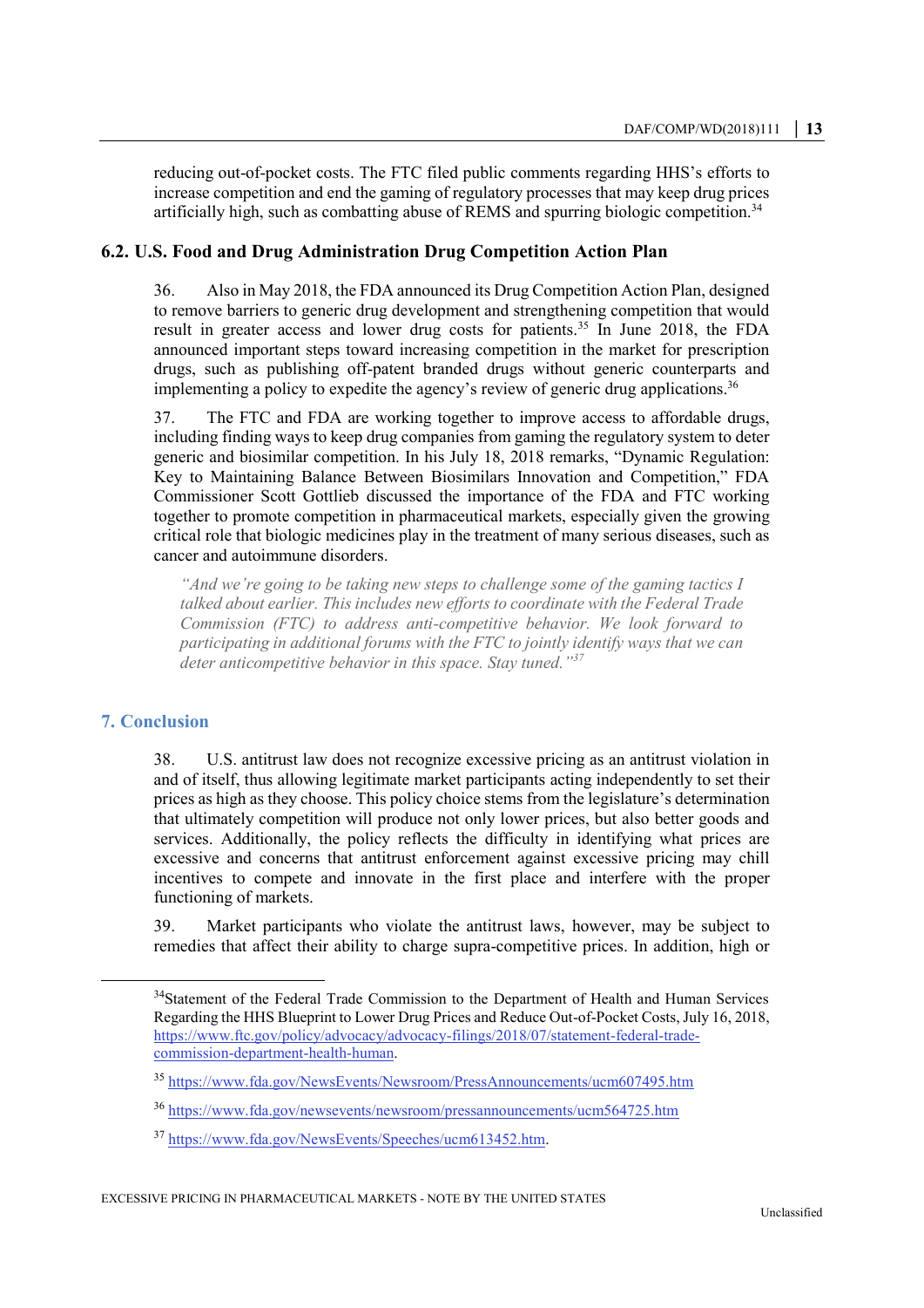reducing out-of-pocket costs. The FTC filed public comments regarding HHS's efforts to increase competition and end the gaming of regulatory processes that may keep drug prices artificially high, such as combatting abuse of REMS and spurring biologic competition.[34]

### 6.2. U.S. Food and Drug Administration Drug Competition Action Plan

36. Also in May 2018, the FDA announced its Drug Competition Action Plan, designed to remove barriers to generic drug development and strengthening competition that would result in greater access and lower drug costs for patients.[35] In June 2018, the FDA announced important steps toward increasing competition in the market for prescription drugs, such as publishing off-patent branded drugs without generic counterparts and implementing a policy to expedite the agency's review of generic drug applications.[36]

37. The FTC and FDA are working together to improve access to affordable drugs, including finding ways to keep drug companies from gaming the regulatory system to deter generic and biosimilar competition. In his July 18, 2018 remarks, "Dynamic Regulation: Key to Maintaining Balance Between Biosimilars Innovation and Competition," FDA Commissioner Scott Gottlieb discussed the importance of the FDA and FTC working together to promote competition in pharmaceutical markets, especially given the growing critical role that biologic medicines play in the treatment of many serious diseases, such as cancer and autoimmune disorders.

> *"And we're going to be taking new steps to challenge some of the gaming tactics I talked about earlier. This includes new efforts to coordinate with the Federal Trade Commission (FTC) to address anti-competitive behavior. We look forward to participating in additional forums with the FTC to jointly identify ways that we can deter anticompetitive behavior in this space. Stay tuned."*[37]

## 7. Conclusion

38. U.S. antitrust law does not recognize excessive pricing as an antitrust violation in and of itself, thus allowing legitimate market participants acting independently to set their prices as high as they choose. This policy choice stems from the legislature's determination that ultimately competition will produce not only lower prices, but also better goods and services. Additionally, the policy reflects the difficulty in identifying what prices are excessive and concerns that antitrust enforcement against excessive pricing may chill incentives to compete and innovate in the first place and interfere with the proper functioning of markets.

39. Market participants who violate the antitrust laws, however, may be subject to remedies that affect their ability to charge supra-competitive prices. In addition, high or

---

[34] Statement of the Federal Trade Commission to the Department of Health and Human Services Regarding the HHS Blueprint to Lower Drug Prices and Reduce Out-of-Pocket Costs, July 16, 2018, https://www.ftc.gov/policy/advocacy/advocacy-filings/2018/07/statement-federal-trade-commission-department-health-human.

[35] https://www.fda.gov/NewsEvents/Newsroom/PressAnnouncements/ucm607495.htm

[36] https://www.fda.gov/newsevents/newsroom/pressannouncements/ucm564725.htm

[37] https://www.fda.gov/NewsEvents/Speeches/ucm613452.htm.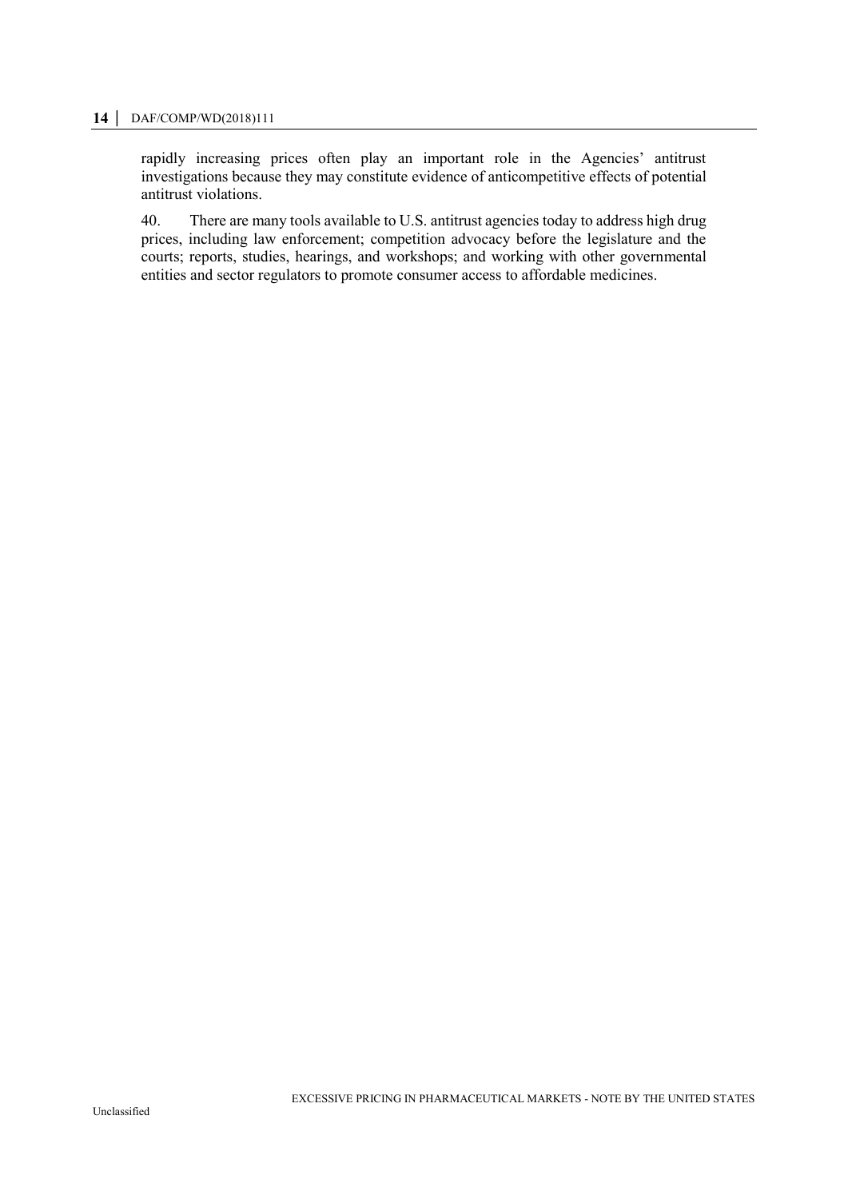rapidly increasing prices often play an important role in the Agencies' antitrust investigations because they may constitute evidence of anticompetitive effects of potential antitrust violations.

40. There are many tools available to U.S. antitrust agencies today to address high drug prices, including law enforcement; competition advocacy before the legislature and the courts; reports, studies, hearings, and workshops; and working with other governmental entities and sector regulators to promote consumer access to affordable medicines.